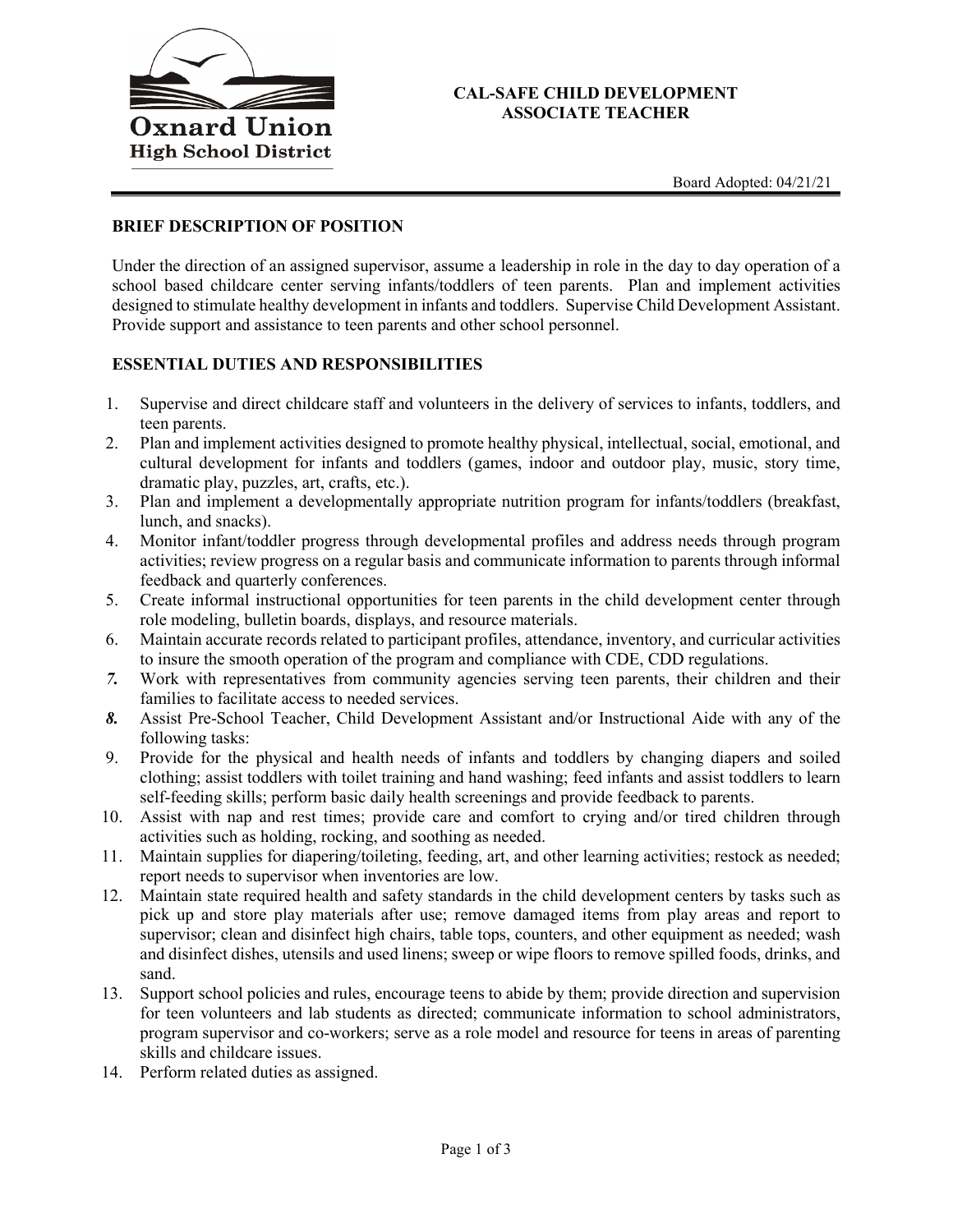Oxnard Union High School District

# CAL-SAFE CHILD DEVELOPMENT ASSOCIATE TEACHER

Board Adopted: 04/21/21

## BRIEF DESCRIPTION OF POSITION

Under the direction of an assigned supervisor, assume a leadership in role in the day to day operation of a school based childcare center serving infants/toddlers of teen parents. Plan and implement activities designed to stimulate healthy development in infants and toddlers. Supervise Child Development Assistant. Provide support and assistance to teen parents and other school personnel.

## ESSENTIAL DUTIES AND RESPONSIBILITIES

1. Supervise and direct childcare staff and volunteers in the delivery of services to infants, toddlers, and teen parents.
2. Plan and implement activities designed to promote healthy physical, intellectual, social, emotional, and cultural development for infants and toddlers (games, indoor and outdoor play, music, story time, dramatic play, puzzles, art, crafts, etc.).
3. Plan and implement a developmentally appropriate nutrition program for infants/toddlers (breakfast, lunch, and snacks).
4. Monitor infant/toddler progress through developmental profiles and address needs through program activities; review progress on a regular basis and communicate information to parents through informal feedback and quarterly conferences.
5. Create informal instructional opportunities for teen parents in the child development center through role modeling, bulletin boards, displays, and resource materials.
6. Maintain accurate records related to participant profiles, attendance, inventory, and curricular activities to insure the smooth operation of the program and compliance with CDE, CDD regulations.
7. Work with representatives from community agencies serving teen parents, their children and their families to facilitate access to needed services.
8. Assist Pre-School Teacher, Child Development Assistant and/or Instructional Aide with any of the following tasks:
9. Provide for the physical and health needs of infants and toddlers by changing diapers and soiled clothing; assist toddlers with toilet training and hand washing; feed infants and assist toddlers to learn self-feeding skills; perform basic daily health screenings and provide feedback to parents.
10. Assist with nap and rest times; provide care and comfort to crying and/or tired children through activities such as holding, rocking, and soothing as needed.
11. Maintain supplies for diapering/toileting, feeding, art, and other learning activities; restock as needed; report needs to supervisor when inventories are low.
12. Maintain state required health and safety standards in the child development centers by tasks such as pick up and store play materials after use; remove damaged items from play areas and report to supervisor; clean and disinfect high chairs, table tops, counters, and other equipment as needed; wash and disinfect dishes, utensils and used linens; sweep or wipe floors to remove spilled foods, drinks, and sand.
13. Support school policies and rules, encourage teens to abide by them; provide direction and supervision for teen volunteers and lab students as directed; communicate information to school administrators, program supervisor and co-workers; serve as a role model and resource for teens in areas of parenting skills and childcare issues.
14. Perform related duties as assigned.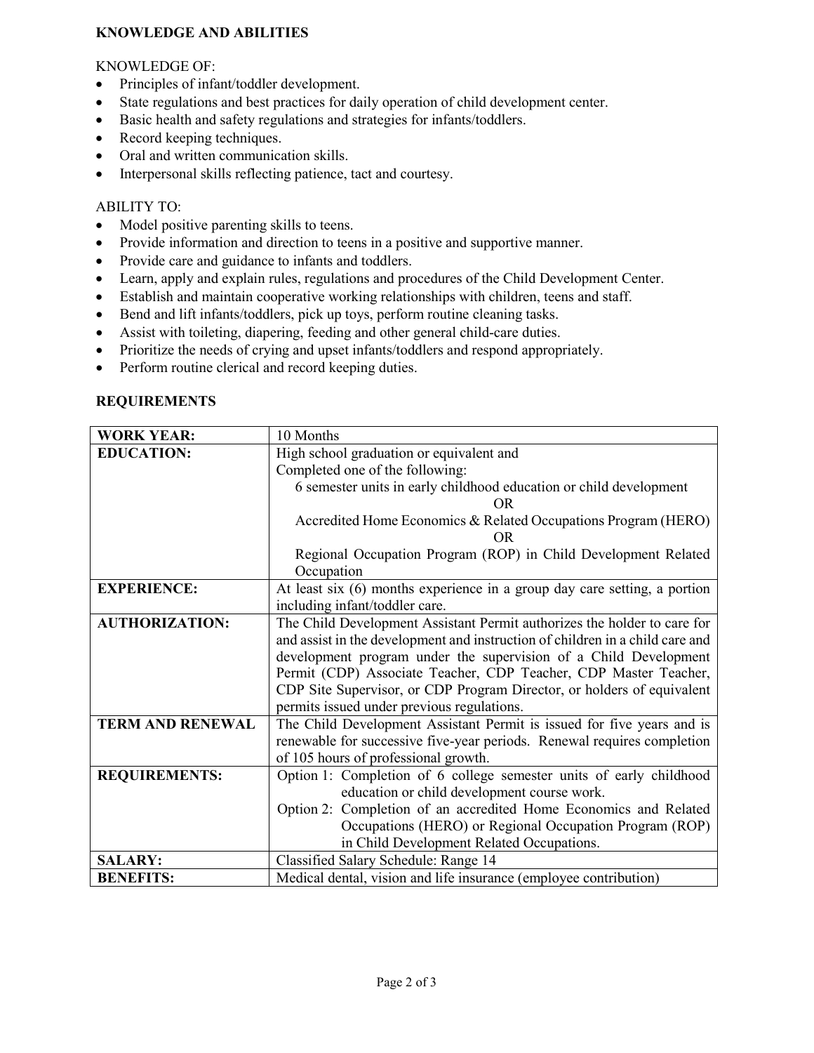## KNOWLEDGE AND ABILITIES

KNOWLEDGE OF:

- Principles of infant/toddler development.
- State regulations and best practices for daily operation of child development center.
- Basic health and safety regulations and strategies for infants/toddlers.
- Record keeping techniques.
- Oral and written communication skills.
- Interpersonal skills reflecting patience, tact and courtesy.

ABILITY TO:

- Model positive parenting skills to teens.
- Provide information and direction to teens in a positive and supportive manner.
- Provide care and guidance to infants and toddlers.
- Learn, apply and explain rules, regulations and procedures of the Child Development Center.
- Establish and maintain cooperative working relationships with children, teens and staff.
- Bend and lift infants/toddlers, pick up toys, perform routine cleaning tasks.
- Assist with toileting, diapering, feeding and other general child-care duties.
- Prioritize the needs of crying and upset infants/toddlers and respond appropriately.
- Perform routine clerical and record keeping duties.

## REQUIREMENTS

| | |
|---|---|
| **WORK YEAR:** | 10 Months |
| **EDUCATION:** | High school graduation or equivalent and<br>Completed one of the following:<br>6 semester units in early childhood education or child development<br>OR<br>Accredited Home Economics & Related Occupations Program (HERO)<br>OR<br>Regional Occupation Program (ROP) in Child Development Related Occupation |
| **EXPERIENCE:** | At least six (6) months experience in a group day care setting, a portion including infant/toddler care. |
| **AUTHORIZATION:** | The Child Development Assistant Permit authorizes the holder to care for and assist in the development and instruction of children in a child care and development program under the supervision of a Child Development Permit (CDP) Associate Teacher, CDP Teacher, CDP Master Teacher, CDP Site Supervisor, or CDP Program Director, or holders of equivalent permits issued under previous regulations. |
| **TERM AND RENEWAL** | The Child Development Assistant Permit is issued for five years and is renewable for successive five-year periods. Renewal requires completion of 105 hours of professional growth. |
| **REQUIREMENTS:** | Option 1: Completion of 6 college semester units of early childhood education or child development course work.<br>Option 2: Completion of an accredited Home Economics and Related Occupations (HERO) or Regional Occupation Program (ROP) in Child Development Related Occupations. |
| **SALARY:** | Classified Salary Schedule: Range 14 |
| **BENEFITS:** | Medical dental, vision and life insurance (employee contribution) |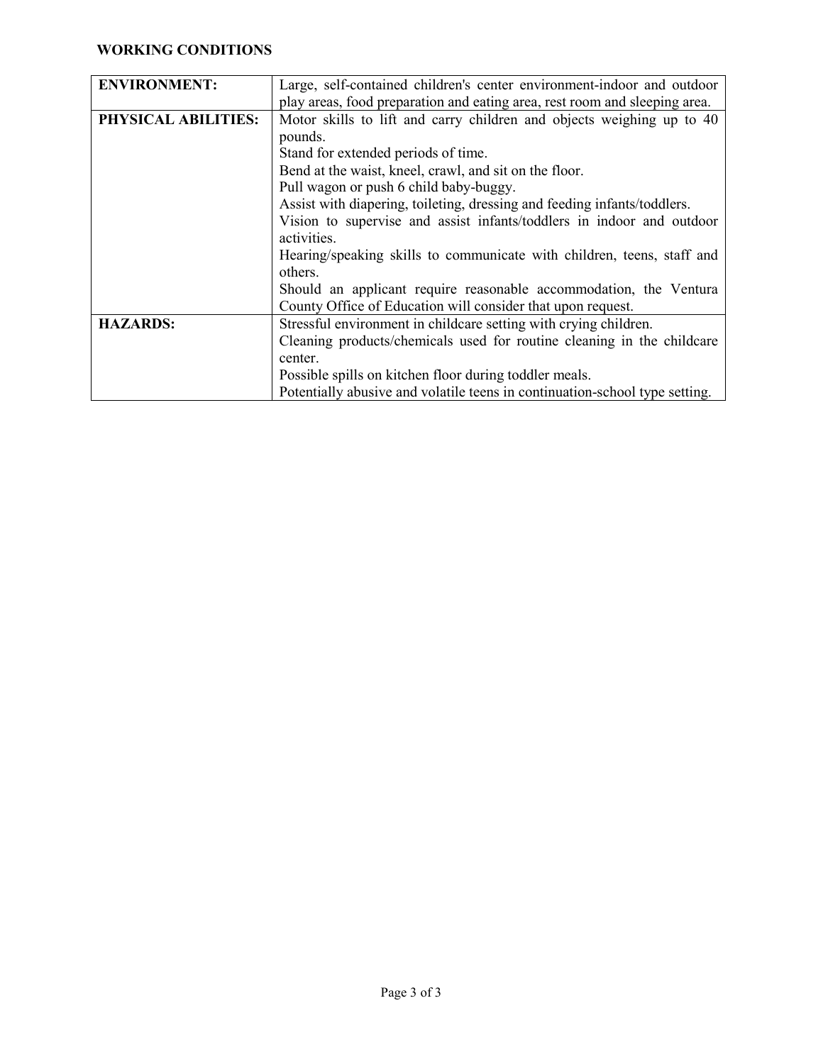## WORKING CONDITIONS

| | |
|---|---|
| **ENVIRONMENT:** | Large, self-contained children's center environment-indoor and outdoor play areas, food preparation and eating area, rest room and sleeping area. |
| **PHYSICAL ABILITIES:** | Motor skills to lift and carry children and objects weighing up to 40 pounds.<br>Stand for extended periods of time.<br>Bend at the waist, kneel, crawl, and sit on the floor.<br>Pull wagon or push 6 child baby-buggy.<br>Assist with diapering, toileting, dressing and feeding infants/toddlers.<br>Vision to supervise and assist infants/toddlers in indoor and outdoor activities.<br>Hearing/speaking skills to communicate with children, teens, staff and others.<br>Should an applicant require reasonable accommodation, the Ventura County Office of Education will consider that upon request. |
| **HAZARDS:** | Stressful environment in childcare setting with crying children.<br>Cleaning products/chemicals used for routine cleaning in the childcare center.<br>Possible spills on kitchen floor during toddler meals.<br>Potentially abusive and volatile teens in continuation-school type setting. |